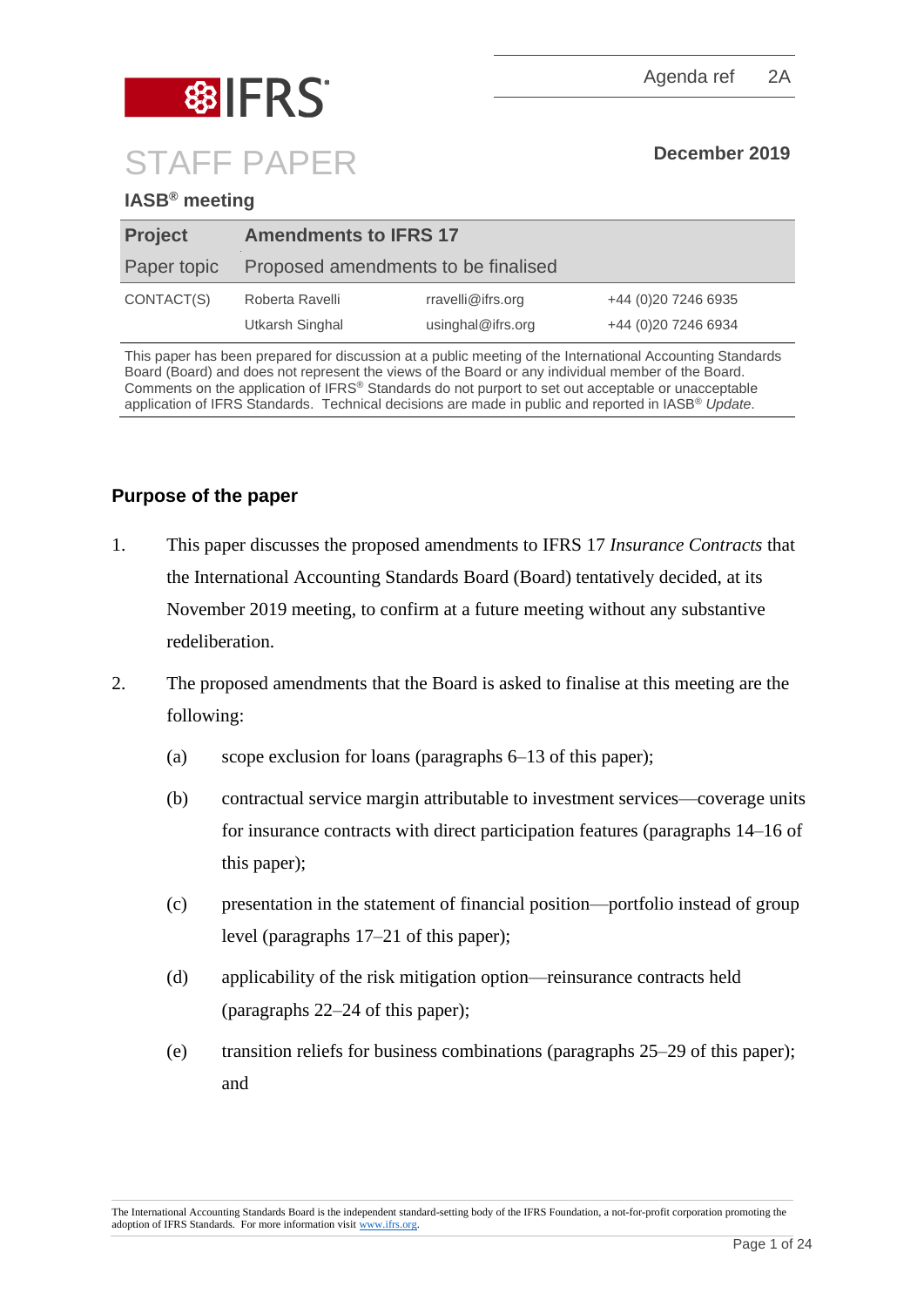IFRS

Agenda ref 2A

# STAFF PAPER

December 2019

**IASB® meeting**

| **Project** | **Amendments to IFRS 17** | | |
|---|---|---|---|
| Paper topic | Proposed amendments to be finalised | | |
| CONTACT(S) | Roberta Ravelli | rravelli@ifrs.org | +44 (0)20 7246 6935 |
| | Utkarsh Singhal | usinghal@ifrs.org | +44 (0)20 7246 6934 |

This paper has been prepared for discussion at a public meeting of the International Accounting Standards Board (Board) and does not represent the views of the Board or any individual member of the Board. Comments on the application of IFRS® Standards do not purport to set out acceptable or unacceptable application of IFRS Standards. Technical decisions are made in public and reported in IASB® *Update*.

## Purpose of the paper

1. This paper discusses the proposed amendments to IFRS 17 *Insurance Contracts* that the International Accounting Standards Board (Board) tentatively decided, at its November 2019 meeting, to confirm at a future meeting without any substantive redeliberation.

2. The proposed amendments that the Board is asked to finalise at this meeting are the following:

   (a) scope exclusion for loans (paragraphs 6–13 of this paper);

   (b) contractual service margin attributable to investment services—coverage units for insurance contracts with direct participation features (paragraphs 14–16 of this paper);

   (c) presentation in the statement of financial position—portfolio instead of group level (paragraphs 17–21 of this paper);

   (d) applicability of the risk mitigation option—reinsurance contracts held (paragraphs 22–24 of this paper);

   (e) transition reliefs for business combinations (paragraphs 25–29 of this paper); and

The International Accounting Standards Board is the independent standard-setting body of the IFRS Foundation, a not-for-profit corporation promoting the adoption of IFRS Standards. For more information visit www.ifrs.org.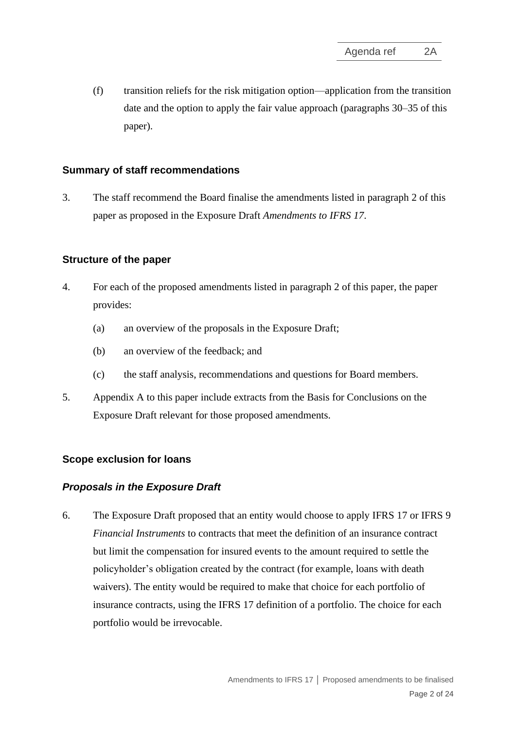(f) transition reliefs for the risk mitigation option—application from the transition date and the option to apply the fair value approach (paragraphs 30–35 of this paper).

## Summary of staff recommendations

3. The staff recommend the Board finalise the amendments listed in paragraph 2 of this paper as proposed in the Exposure Draft *Amendments to IFRS 17*.

## Structure of the paper

4. For each of the proposed amendments listed in paragraph 2 of this paper, the paper provides:

   (a) an overview of the proposals in the Exposure Draft;

   (b) an overview of the feedback; and

   (c) the staff analysis, recommendations and questions for Board members.

5. Appendix A to this paper include extracts from the Basis for Conclusions on the Exposure Draft relevant for those proposed amendments.

## Scope exclusion for loans

### *Proposals in the Exposure Draft*

6. The Exposure Draft proposed that an entity would choose to apply IFRS 17 or IFRS 9 *Financial Instruments* to contracts that meet the definition of an insurance contract but limit the compensation for insured events to the amount required to settle the policyholder's obligation created by the contract (for example, loans with death waivers). The entity would be required to make that choice for each portfolio of insurance contracts, using the IFRS 17 definition of a portfolio. The choice for each portfolio would be irrevocable.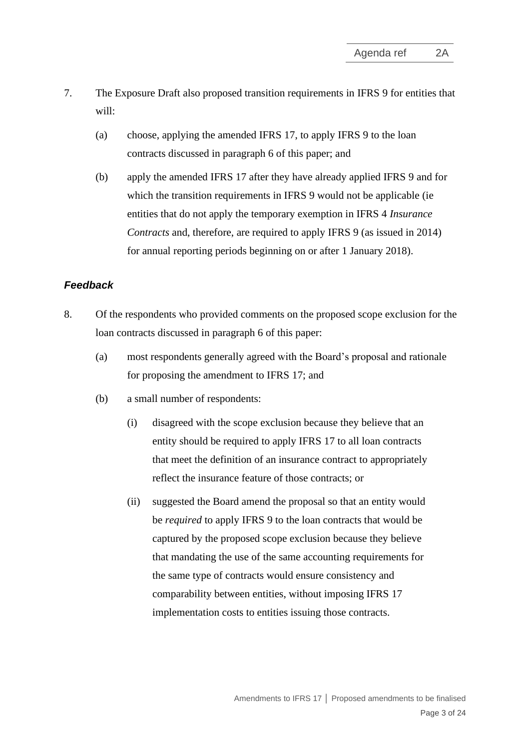7. The Exposure Draft also proposed transition requirements in IFRS 9 for entities that will:

   (a) choose, applying the amended IFRS 17, to apply IFRS 9 to the loan contracts discussed in paragraph 6 of this paper; and

   (b) apply the amended IFRS 17 after they have already applied IFRS 9 and for which the transition requirements in IFRS 9 would not be applicable (ie entities that do not apply the temporary exemption in IFRS 4 *Insurance Contracts* and, therefore, are required to apply IFRS 9 (as issued in 2014) for annual reporting periods beginning on or after 1 January 2018).

### *Feedback*

8. Of the respondents who provided comments on the proposed scope exclusion for the loan contracts discussed in paragraph 6 of this paper:

   (a) most respondents generally agreed with the Board's proposal and rationale for proposing the amendment to IFRS 17; and

   (b) a small number of respondents:

      (i) disagreed with the scope exclusion because they believe that an entity should be required to apply IFRS 17 to all loan contracts that meet the definition of an insurance contract to appropriately reflect the insurance feature of those contracts; or

      (ii) suggested the Board amend the proposal so that an entity would be *required* to apply IFRS 9 to the loan contracts that would be captured by the proposed scope exclusion because they believe that mandating the use of the same accounting requirements for the same type of contracts would ensure consistency and comparability between entities, without imposing IFRS 17 implementation costs to entities issuing those contracts.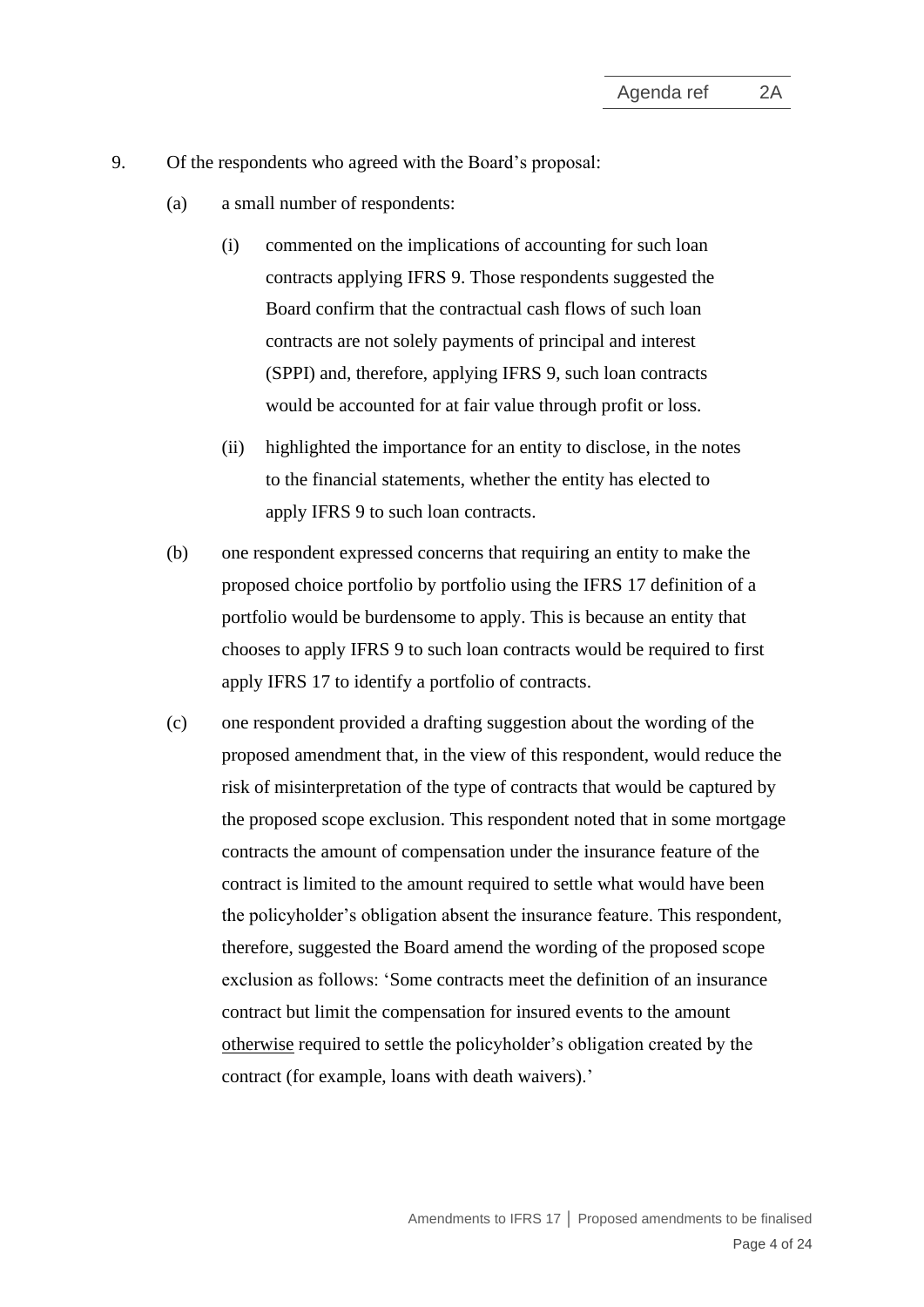9. Of the respondents who agreed with the Board's proposal:

   (a) a small number of respondents:

      (i) commented on the implications of accounting for such loan contracts applying IFRS 9. Those respondents suggested the Board confirm that the contractual cash flows of such loan contracts are not solely payments of principal and interest (SPPI) and, therefore, applying IFRS 9, such loan contracts would be accounted for at fair value through profit or loss.

      (ii) highlighted the importance for an entity to disclose, in the notes to the financial statements, whether the entity has elected to apply IFRS 9 to such loan contracts.

   (b) one respondent expressed concerns that requiring an entity to make the proposed choice portfolio by portfolio using the IFRS 17 definition of a portfolio would be burdensome to apply. This is because an entity that chooses to apply IFRS 9 to such loan contracts would be required to first apply IFRS 17 to identify a portfolio of contracts.

   (c) one respondent provided a drafting suggestion about the wording of the proposed amendment that, in the view of this respondent, would reduce the risk of misinterpretation of the type of contracts that would be captured by the proposed scope exclusion. This respondent noted that in some mortgage contracts the amount of compensation under the insurance feature of the contract is limited to the amount required to settle what would have been the policyholder's obligation absent the insurance feature. This respondent, therefore, suggested the Board amend the wording of the proposed scope exclusion as follows: 'Some contracts meet the definition of an insurance contract but limit the compensation for insured events to the amount <u>otherwise</u> required to settle the policyholder's obligation created by the contract (for example, loans with death waivers).'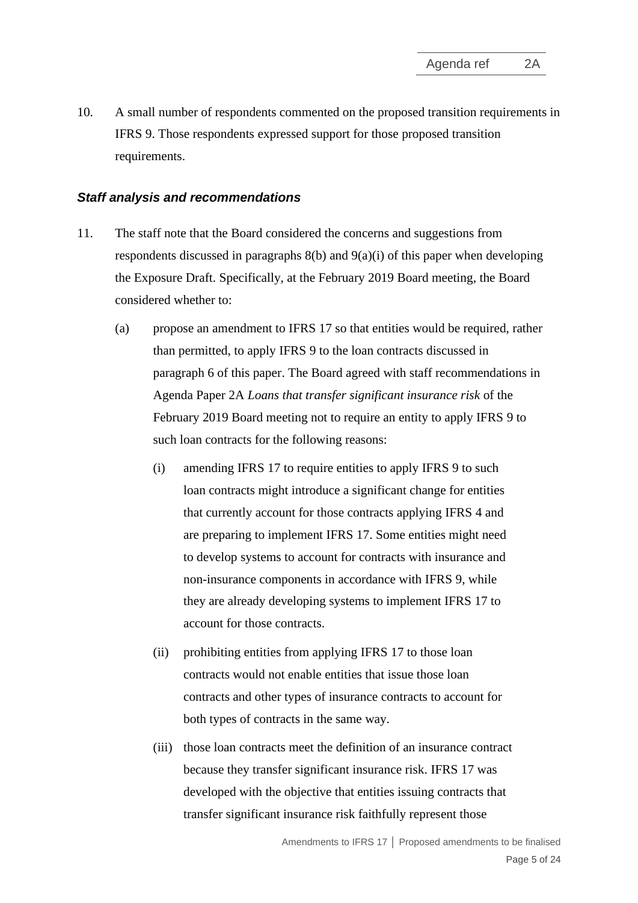10. A small number of respondents commented on the proposed transition requirements in IFRS 9. Those respondents expressed support for those proposed transition requirements.

### *Staff analysis and recommendations*

11. The staff note that the Board considered the concerns and suggestions from respondents discussed in paragraphs 8(b) and 9(a)(i) of this paper when developing the Exposure Draft. Specifically, at the February 2019 Board meeting, the Board considered whether to:

    (a) propose an amendment to IFRS 17 so that entities would be required, rather than permitted, to apply IFRS 9 to the loan contracts discussed in paragraph 6 of this paper. The Board agreed with staff recommendations in Agenda Paper 2A *Loans that transfer significant insurance risk* of the February 2019 Board meeting not to require an entity to apply IFRS 9 to such loan contracts for the following reasons:

        (i) amending IFRS 17 to require entities to apply IFRS 9 to such loan contracts might introduce a significant change for entities that currently account for those contracts applying IFRS 4 and are preparing to implement IFRS 17. Some entities might need to develop systems to account for contracts with insurance and non-insurance components in accordance with IFRS 9, while they are already developing systems to implement IFRS 17 to account for those contracts.

        (ii) prohibiting entities from applying IFRS 17 to those loan contracts would not enable entities that issue those loan contracts and other types of insurance contracts to account for both types of contracts in the same way.

        (iii) those loan contracts meet the definition of an insurance contract because they transfer significant insurance risk. IFRS 17 was developed with the objective that entities issuing contracts that transfer significant insurance risk faithfully represent those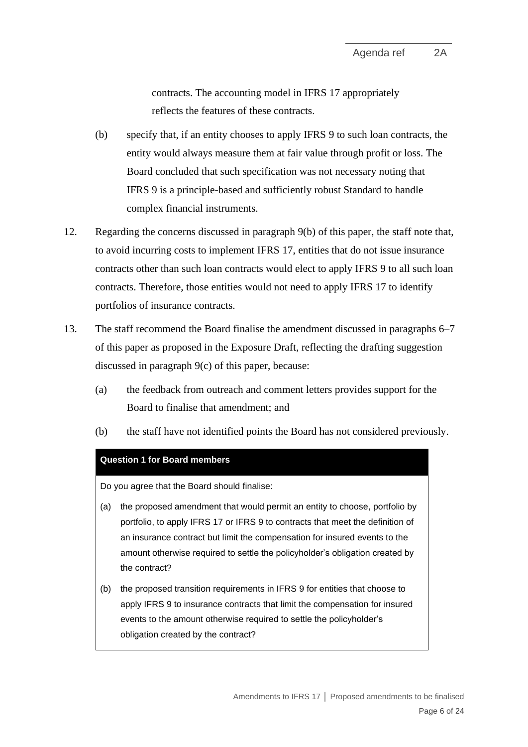contracts. The accounting model in IFRS 17 appropriately reflects the features of these contracts.

(b) specify that, if an entity chooses to apply IFRS 9 to such loan contracts, the entity would always measure them at fair value through profit or loss. The Board concluded that such specification was not necessary noting that IFRS 9 is a principle-based and sufficiently robust Standard to handle complex financial instruments.

12. Regarding the concerns discussed in paragraph 9(b) of this paper, the staff note that, to avoid incurring costs to implement IFRS 17, entities that do not issue insurance contracts other than such loan contracts would elect to apply IFRS 9 to all such loan contracts. Therefore, those entities would not need to apply IFRS 17 to identify portfolios of insurance contracts.

13. The staff recommend the Board finalise the amendment discussed in paragraphs 6–7 of this paper as proposed in the Exposure Draft, reflecting the drafting suggestion discussed in paragraph 9(c) of this paper, because:

(a) the feedback from outreach and comment letters provides support for the Board to finalise that amendment; and

(b) the staff have not identified points the Board has not considered previously.

**Question 1 for Board members**

Do you agree that the Board should finalise:

(a) the proposed amendment that would permit an entity to choose, portfolio by portfolio, to apply IFRS 17 or IFRS 9 to contracts that meet the definition of an insurance contract but limit the compensation for insured events to the amount otherwise required to settle the policyholder's obligation created by the contract?

(b) the proposed transition requirements in IFRS 9 for entities that choose to apply IFRS 9 to insurance contracts that limit the compensation for insured events to the amount otherwise required to settle the policyholder's obligation created by the contract?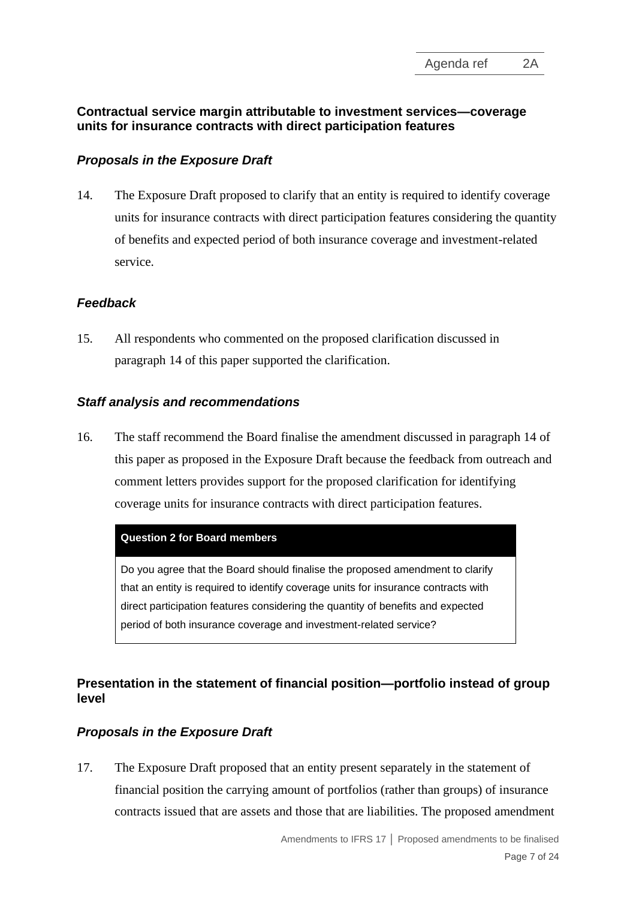### Contractual service margin attributable to investment services—coverage units for insurance contracts with direct participation features

#### *Proposals in the Exposure Draft*

14. The Exposure Draft proposed to clarify that an entity is required to identify coverage units for insurance contracts with direct participation features considering the quantity of benefits and expected period of both insurance coverage and investment-related service.

#### *Feedback*

15. All respondents who commented on the proposed clarification discussed in paragraph 14 of this paper supported the clarification.

#### *Staff analysis and recommendations*

16. The staff recommend the Board finalise the amendment discussed in paragraph 14 of this paper as proposed in the Exposure Draft because the feedback from outreach and comment letters provides support for the proposed clarification for identifying coverage units for insurance contracts with direct participation features.

| **Question 2 for Board members** |
|---|
| Do you agree that the Board should finalise the proposed amendment to clarify that an entity is required to identify coverage units for insurance contracts with direct participation features considering the quantity of benefits and expected period of both insurance coverage and investment-related service? |

### Presentation in the statement of financial position—portfolio instead of group level

#### *Proposals in the Exposure Draft*

17. The Exposure Draft proposed that an entity present separately in the statement of financial position the carrying amount of portfolios (rather than groups) of insurance contracts issued that are assets and those that are liabilities. The proposed amendment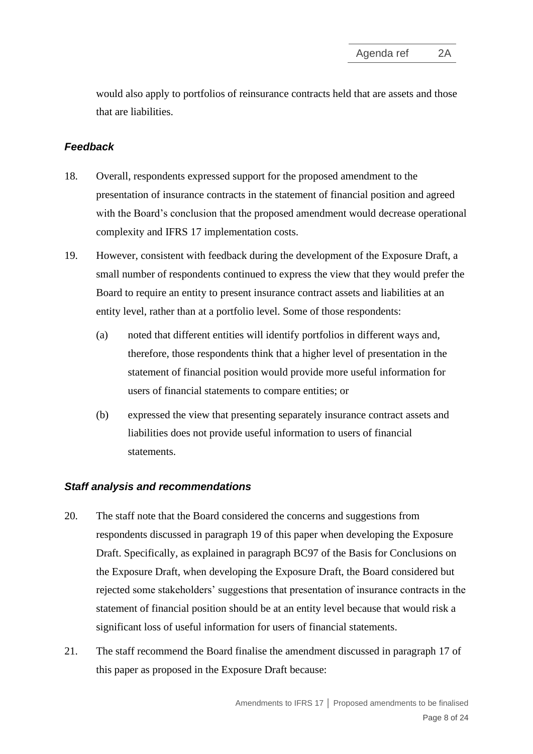would also apply to portfolios of reinsurance contracts held that are assets and those that are liabilities.

### *Feedback*

18. Overall, respondents expressed support for the proposed amendment to the presentation of insurance contracts in the statement of financial position and agreed with the Board's conclusion that the proposed amendment would decrease operational complexity and IFRS 17 implementation costs.

19. However, consistent with feedback during the development of the Exposure Draft, a small number of respondents continued to express the view that they would prefer the Board to require an entity to present insurance contract assets and liabilities at an entity level, rather than at a portfolio level. Some of those respondents:

    (a) noted that different entities will identify portfolios in different ways and, therefore, those respondents think that a higher level of presentation in the statement of financial position would provide more useful information for users of financial statements to compare entities; or

    (b) expressed the view that presenting separately insurance contract assets and liabilities does not provide useful information to users of financial statements.

### *Staff analysis and recommendations*

20. The staff note that the Board considered the concerns and suggestions from respondents discussed in paragraph 19 of this paper when developing the Exposure Draft. Specifically, as explained in paragraph BC97 of the Basis for Conclusions on the Exposure Draft, when developing the Exposure Draft, the Board considered but rejected some stakeholders' suggestions that presentation of insurance contracts in the statement of financial position should be at an entity level because that would risk a significant loss of useful information for users of financial statements.

21. The staff recommend the Board finalise the amendment discussed in paragraph 17 of this paper as proposed in the Exposure Draft because: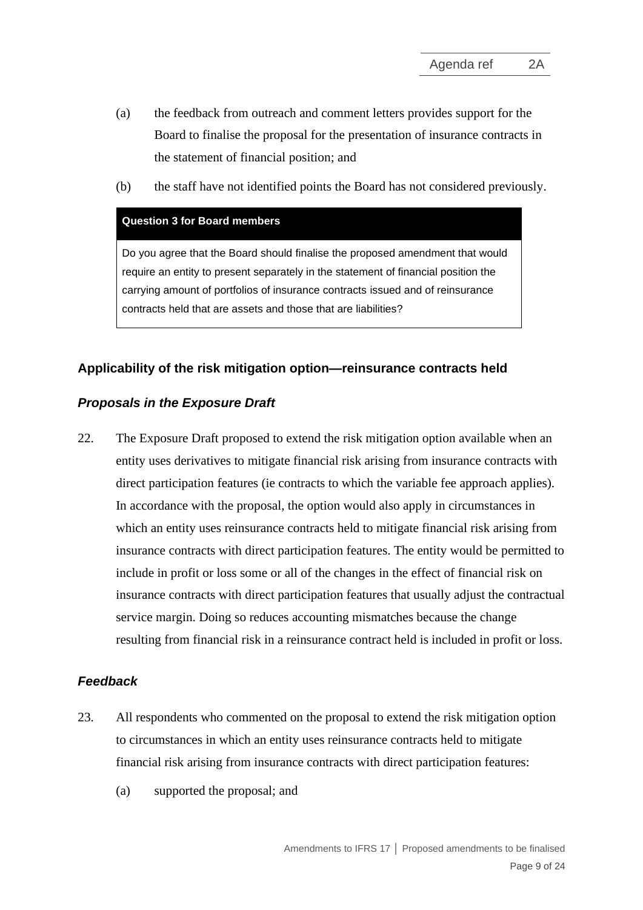(a) the feedback from outreach and comment letters provides support for the Board to finalise the proposal for the presentation of insurance contracts in the statement of financial position; and

(b) the staff have not identified points the Board has not considered previously.

| **Question 3 for Board members** |
|---|
| Do you agree that the Board should finalise the proposed amendment that would require an entity to present separately in the statement of financial position the carrying amount of portfolios of insurance contracts issued and of reinsurance contracts held that are assets and those that are liabilities? |

## Applicability of the risk mitigation option—reinsurance contracts held

### *Proposals in the Exposure Draft*

22. The Exposure Draft proposed to extend the risk mitigation option available when an entity uses derivatives to mitigate financial risk arising from insurance contracts with direct participation features (ie contracts to which the variable fee approach applies). In accordance with the proposal, the option would also apply in circumstances in which an entity uses reinsurance contracts held to mitigate financial risk arising from insurance contracts with direct participation features. The entity would be permitted to include in profit or loss some or all of the changes in the effect of financial risk on insurance contracts with direct participation features that usually adjust the contractual service margin. Doing so reduces accounting mismatches because the change resulting from financial risk in a reinsurance contract held is included in profit or loss.

### *Feedback*

23. All respondents who commented on the proposal to extend the risk mitigation option to circumstances in which an entity uses reinsurance contracts held to mitigate financial risk arising from insurance contracts with direct participation features:

    (a) supported the proposal; and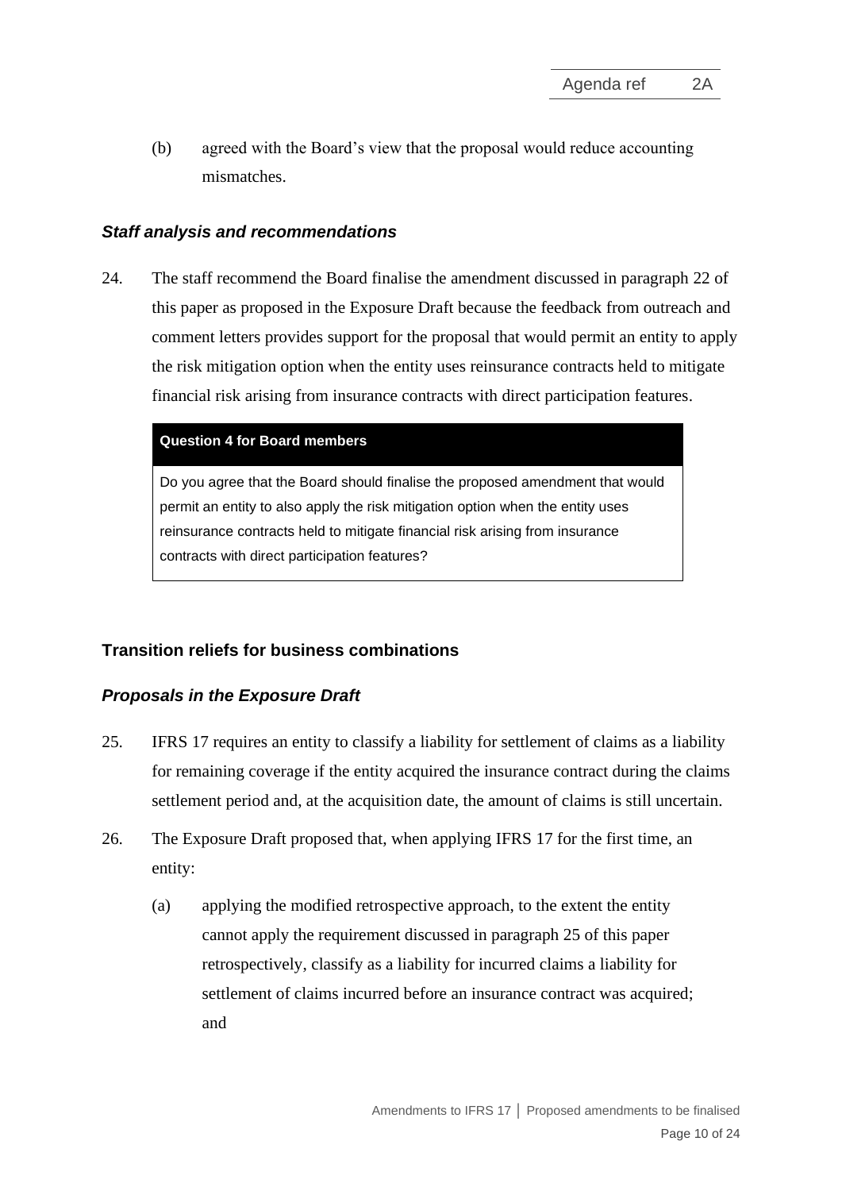(b) agreed with the Board's view that the proposal would reduce accounting mismatches.

### *Staff analysis and recommendations*

24. The staff recommend the Board finalise the amendment discussed in paragraph 22 of this paper as proposed in the Exposure Draft because the feedback from outreach and comment letters provides support for the proposal that would permit an entity to apply the risk mitigation option when the entity uses reinsurance contracts held to mitigate financial risk arising from insurance contracts with direct participation features.

| **Question 4 for Board members** |
| --- |
| Do you agree that the Board should finalise the proposed amendment that would permit an entity to also apply the risk mitigation option when the entity uses reinsurance contracts held to mitigate financial risk arising from insurance contracts with direct participation features? |

## Transition reliefs for business combinations

### *Proposals in the Exposure Draft*

25. IFRS 17 requires an entity to classify a liability for settlement of claims as a liability for remaining coverage if the entity acquired the insurance contract during the claims settlement period and, at the acquisition date, the amount of claims is still uncertain.

26. The Exposure Draft proposed that, when applying IFRS 17 for the first time, an entity:

    (a) applying the modified retrospective approach, to the extent the entity cannot apply the requirement discussed in paragraph 25 of this paper retrospectively, classify as a liability for incurred claims a liability for settlement of claims incurred before an insurance contract was acquired; and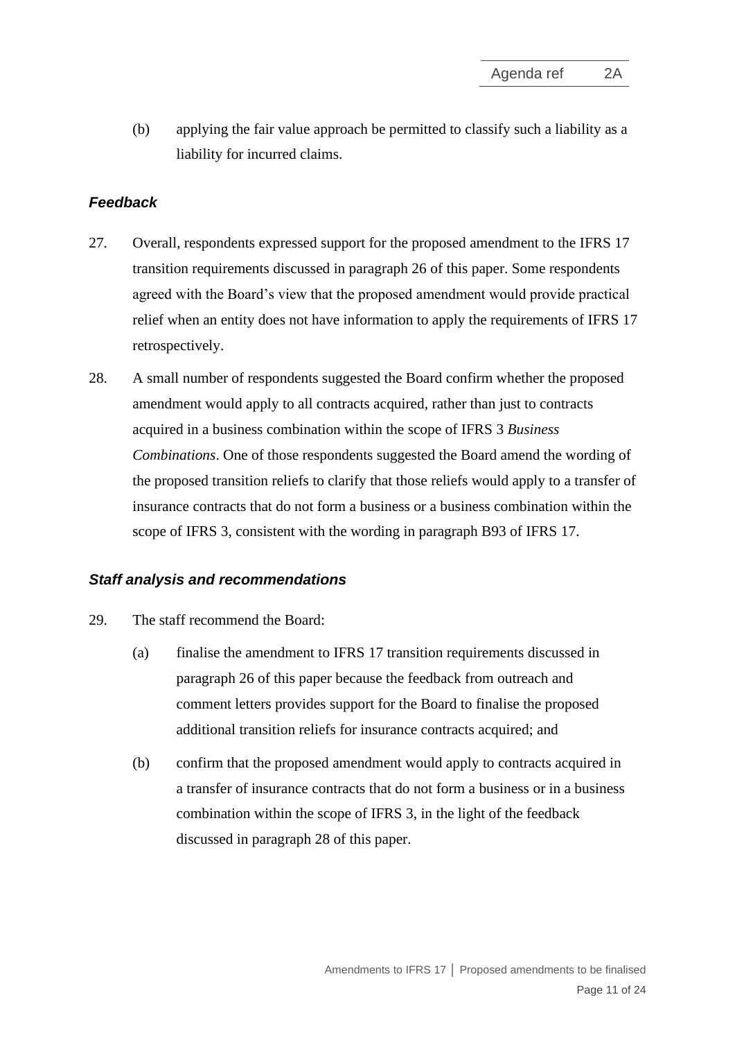(b) applying the fair value approach be permitted to classify such a liability as a liability for incurred claims.

### *Feedback*

27. Overall, respondents expressed support for the proposed amendment to the IFRS 17 transition requirements discussed in paragraph 26 of this paper. Some respondents agreed with the Board's view that the proposed amendment would provide practical relief when an entity does not have information to apply the requirements of IFRS 17 retrospectively.

28. A small number of respondents suggested the Board confirm whether the proposed amendment would apply to all contracts acquired, rather than just to contracts acquired in a business combination within the scope of IFRS 3 *Business Combinations*. One of those respondents suggested the Board amend the wording of the proposed transition reliefs to clarify that those reliefs would apply to a transfer of insurance contracts that do not form a business or a business combination within the scope of IFRS 3, consistent with the wording in paragraph B93 of IFRS 17.

### *Staff analysis and recommendations*

29. The staff recommend the Board:

    (a) finalise the amendment to IFRS 17 transition requirements discussed in paragraph 26 of this paper because the feedback from outreach and comment letters provides support for the Board to finalise the proposed additional transition reliefs for insurance contracts acquired; and

    (b) confirm that the proposed amendment would apply to contracts acquired in a transfer of insurance contracts that do not form a business or in a business combination within the scope of IFRS 3, in the light of the feedback discussed in paragraph 28 of this paper.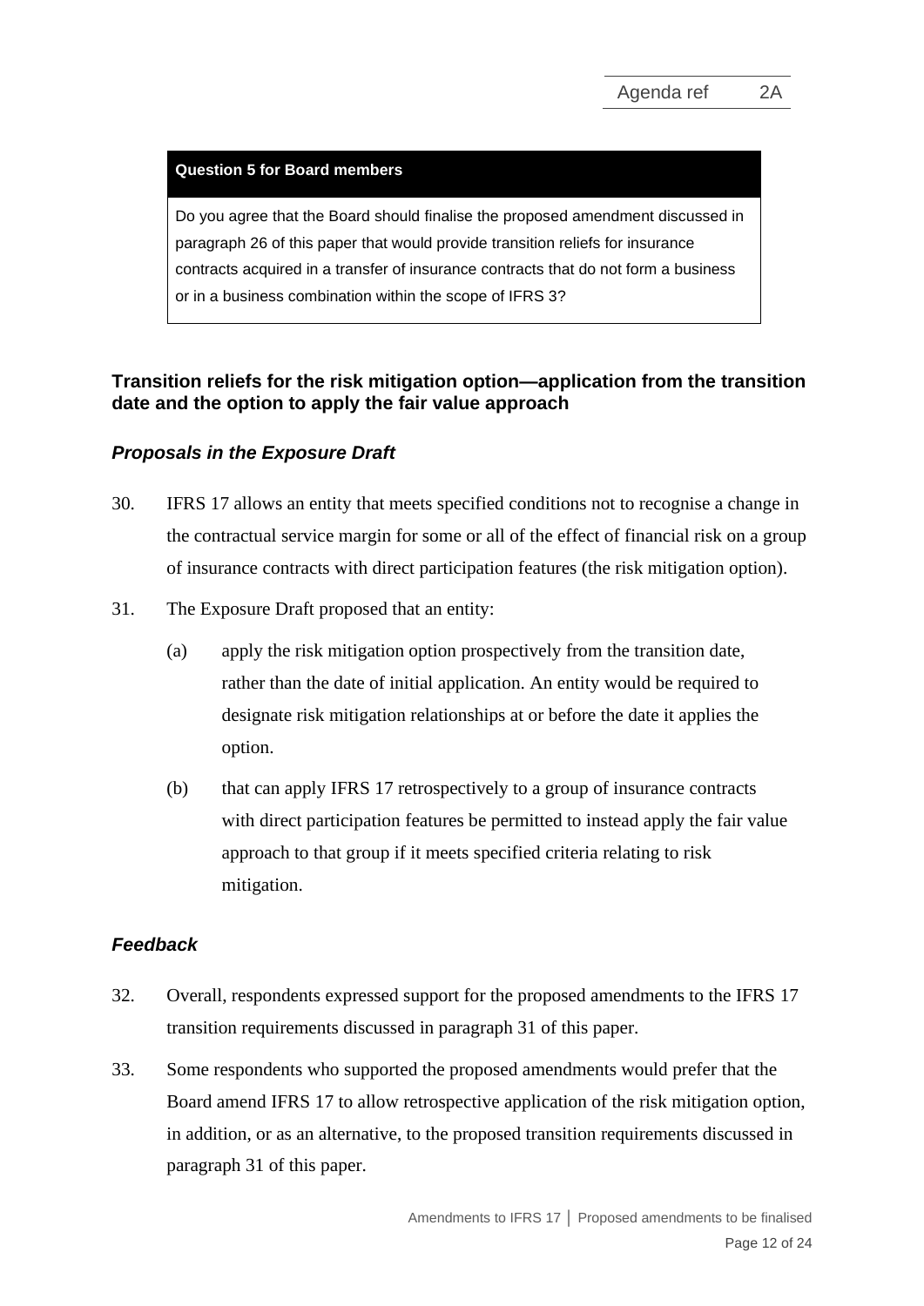**Question 5 for Board members**

Do you agree that the Board should finalise the proposed amendment discussed in paragraph 26 of this paper that would provide transition reliefs for insurance contracts acquired in a transfer of insurance contracts that do not form a business or in a business combination within the scope of IFRS 3?

## Transition reliefs for the risk mitigation option—application from the transition date and the option to apply the fair value approach

### *Proposals in the Exposure Draft*

30. IFRS 17 allows an entity that meets specified conditions not to recognise a change in the contractual service margin for some or all of the effect of financial risk on a group of insurance contracts with direct participation features (the risk mitigation option).

31. The Exposure Draft proposed that an entity:

    (a) apply the risk mitigation option prospectively from the transition date, rather than the date of initial application. An entity would be required to designate risk mitigation relationships at or before the date it applies the option.

    (b) that can apply IFRS 17 retrospectively to a group of insurance contracts with direct participation features be permitted to instead apply the fair value approach to that group if it meets specified criteria relating to risk mitigation.

### *Feedback*

32. Overall, respondents expressed support for the proposed amendments to the IFRS 17 transition requirements discussed in paragraph 31 of this paper.

33. Some respondents who supported the proposed amendments would prefer that the Board amend IFRS 17 to allow retrospective application of the risk mitigation option, in addition, or as an alternative, to the proposed transition requirements discussed in paragraph 31 of this paper.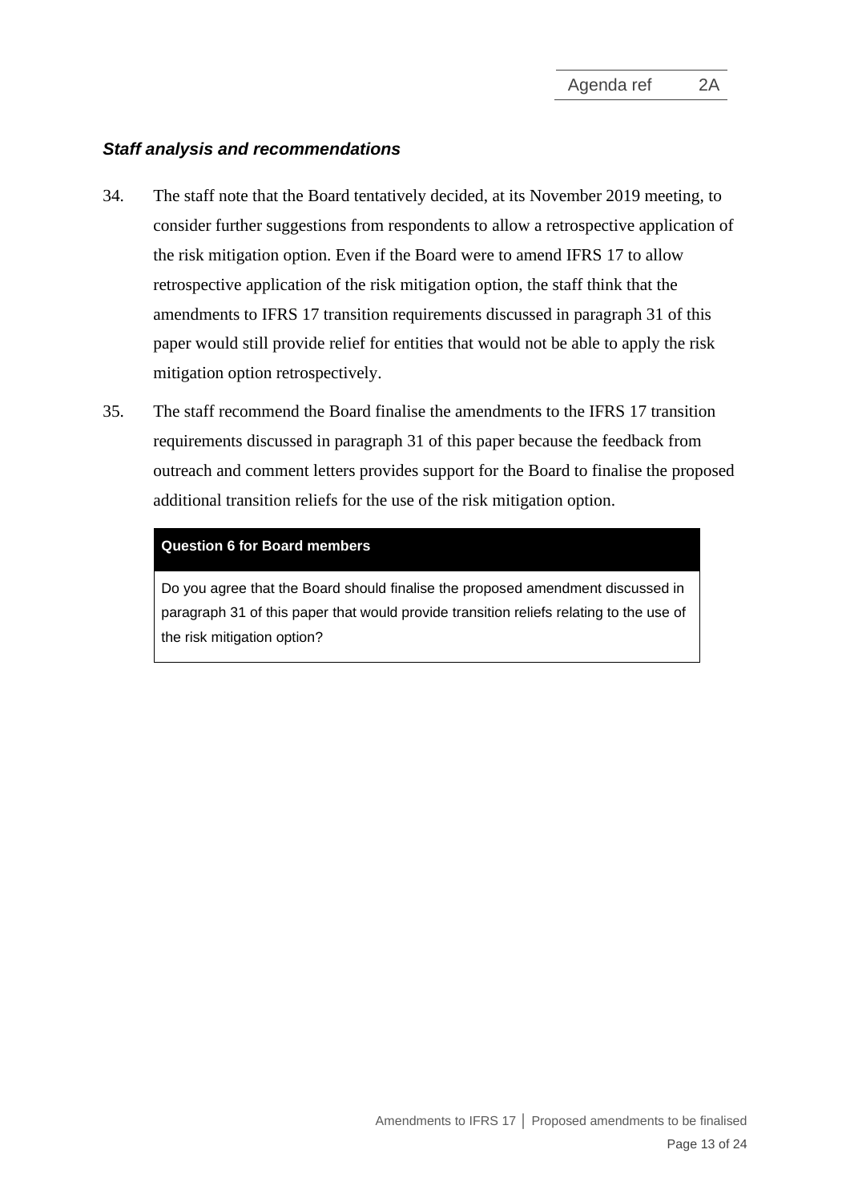### *Staff analysis and recommendations*

34. The staff note that the Board tentatively decided, at its November 2019 meeting, to consider further suggestions from respondents to allow a retrospective application of the risk mitigation option. Even if the Board were to amend IFRS 17 to allow retrospective application of the risk mitigation option, the staff think that the amendments to IFRS 17 transition requirements discussed in paragraph 31 of this paper would still provide relief for entities that would not be able to apply the risk mitigation option retrospectively.

35. The staff recommend the Board finalise the amendments to the IFRS 17 transition requirements discussed in paragraph 31 of this paper because the feedback from outreach and comment letters provides support for the Board to finalise the proposed additional transition reliefs for the use of the risk mitigation option.

| **Question 6 for Board members** |
|---|
| Do you agree that the Board should finalise the proposed amendment discussed in paragraph 31 of this paper that would provide transition reliefs relating to the use of the risk mitigation option? |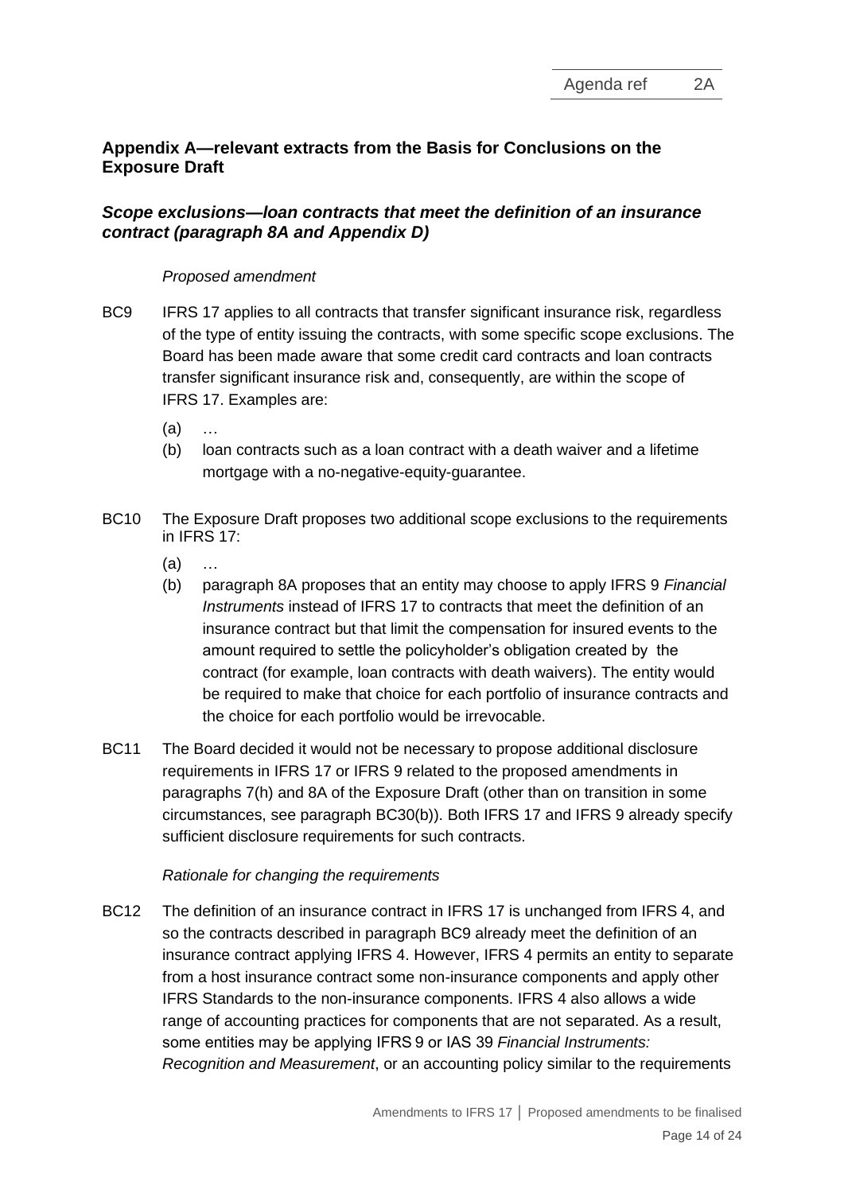## Appendix A—relevant extracts from the Basis for Conclusions on the Exposure Draft

### *Scope exclusions—loan contracts that meet the definition of an insurance contract (paragraph 8A and Appendix D)*

*Proposed amendment*

BC9 IFRS 17 applies to all contracts that transfer significant insurance risk, regardless of the type of entity issuing the contracts, with some specific scope exclusions. The Board has been made aware that some credit card contracts and loan contracts transfer significant insurance risk and, consequently, are within the scope of IFRS 17. Examples are:

(a) …

(b) loan contracts such as a loan contract with a death waiver and a lifetime mortgage with a no-negative-equity-guarantee.

BC10 The Exposure Draft proposes two additional scope exclusions to the requirements in IFRS 17:

(a) …

(b) paragraph 8A proposes that an entity may choose to apply IFRS 9 *Financial Instruments* instead of IFRS 17 to contracts that meet the definition of an insurance contract but that limit the compensation for insured events to the amount required to settle the policyholder's obligation created by the contract (for example, loan contracts with death waivers). The entity would be required to make that choice for each portfolio of insurance contracts and the choice for each portfolio would be irrevocable.

BC11 The Board decided it would not be necessary to propose additional disclosure requirements in IFRS 17 or IFRS 9 related to the proposed amendments in paragraphs 7(h) and 8A of the Exposure Draft (other than on transition in some circumstances, see paragraph BC30(b)). Both IFRS 17 and IFRS 9 already specify sufficient disclosure requirements for such contracts.

*Rationale for changing the requirements*

BC12 The definition of an insurance contract in IFRS 17 is unchanged from IFRS 4, and so the contracts described in paragraph BC9 already meet the definition of an insurance contract applying IFRS 4. However, IFRS 4 permits an entity to separate from a host insurance contract some non-insurance components and apply other IFRS Standards to the non-insurance components. IFRS 4 also allows a wide range of accounting practices for components that are not separated. As a result, some entities may be applying IFRS 9 or IAS 39 *Financial Instruments: Recognition and Measurement*, or an accounting policy similar to the requirements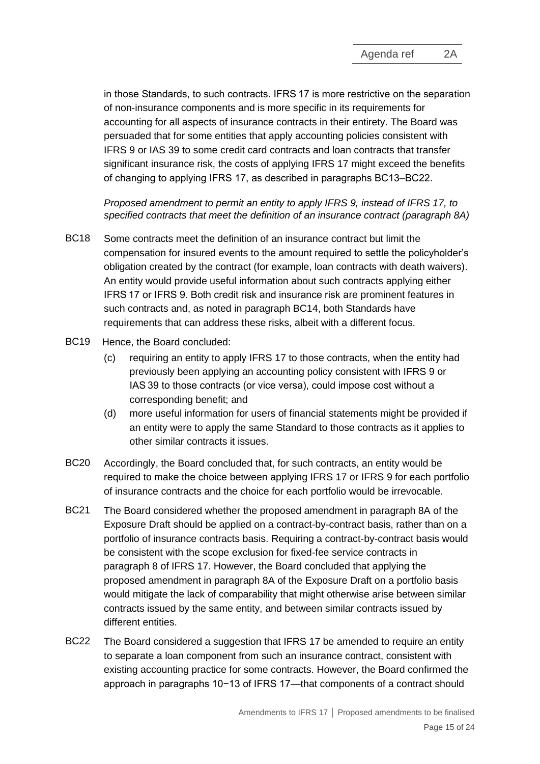in those Standards, to such contracts. IFRS 17 is more restrictive on the separation of non-insurance components and is more specific in its requirements for accounting for all aspects of insurance contracts in their entirety. The Board was persuaded that for some entities that apply accounting policies consistent with IFRS 9 or IAS 39 to some credit card contracts and loan contracts that transfer significant insurance risk, the costs of applying IFRS 17 might exceed the benefits of changing to applying IFRS 17, as described in paragraphs BC13–BC22.

*Proposed amendment to permit an entity to apply IFRS 9, instead of IFRS 17, to specified contracts that meet the definition of an insurance contract (paragraph 8A)*

BC18 Some contracts meet the definition of an insurance contract but limit the compensation for insured events to the amount required to settle the policyholder's obligation created by the contract (for example, loan contracts with death waivers). An entity would provide useful information about such contracts applying either IFRS 17 or IFRS 9. Both credit risk and insurance risk are prominent features in such contracts and, as noted in paragraph BC14, both Standards have requirements that can address these risks, albeit with a different focus.

BC19 Hence, the Board concluded:

(c) requiring an entity to apply IFRS 17 to those contracts, when the entity had previously been applying an accounting policy consistent with IFRS 9 or IAS 39 to those contracts (or vice versa), could impose cost without a corresponding benefit; and

(d) more useful information for users of financial statements might be provided if an entity were to apply the same Standard to those contracts as it applies to other similar contracts it issues.

BC20 Accordingly, the Board concluded that, for such contracts, an entity would be required to make the choice between applying IFRS 17 or IFRS 9 for each portfolio of insurance contracts and the choice for each portfolio would be irrevocable.

BC21 The Board considered whether the proposed amendment in paragraph 8A of the Exposure Draft should be applied on a contract-by-contract basis, rather than on a portfolio of insurance contracts basis. Requiring a contract-by-contract basis would be consistent with the scope exclusion for fixed-fee service contracts in paragraph 8 of IFRS 17. However, the Board concluded that applying the proposed amendment in paragraph 8A of the Exposure Draft on a portfolio basis would mitigate the lack of comparability that might otherwise arise between similar contracts issued by the same entity, and between similar contracts issued by different entities.

BC22 The Board considered a suggestion that IFRS 17 be amended to require an entity to separate a loan component from such an insurance contract, consistent with existing accounting practice for some contracts. However, the Board confirmed the approach in paragraphs 10−13 of IFRS 17—that components of a contract should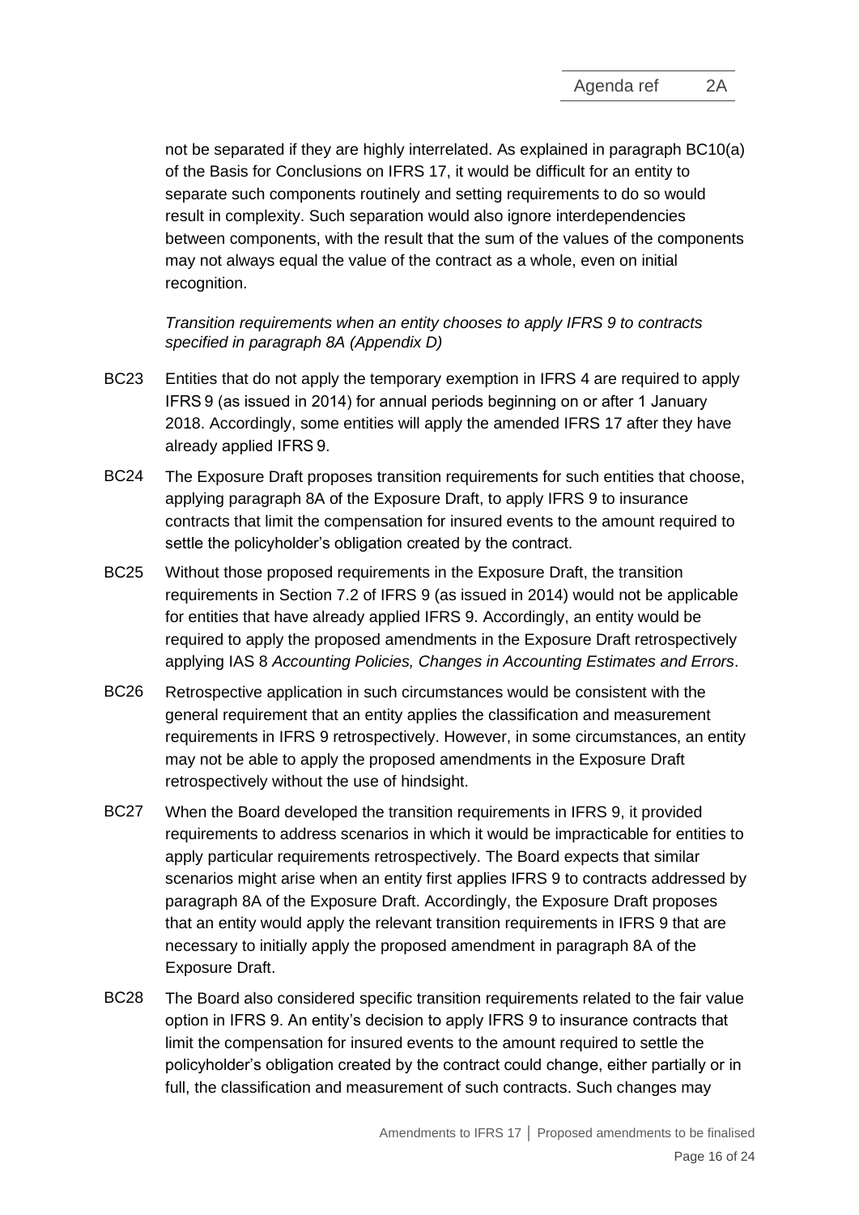not be separated if they are highly interrelated. As explained in paragraph BC10(a) of the Basis for Conclusions on IFRS 17, it would be difficult for an entity to separate such components routinely and setting requirements to do so would result in complexity. Such separation would also ignore interdependencies between components, with the result that the sum of the values of the components may not always equal the value of the contract as a whole, even on initial recognition.

*Transition requirements when an entity chooses to apply IFRS 9 to contracts specified in paragraph 8A (Appendix D)*

BC23 Entities that do not apply the temporary exemption in IFRS 4 are required to apply IFRS 9 (as issued in 2014) for annual periods beginning on or after 1 January 2018. Accordingly, some entities will apply the amended IFRS 17 after they have already applied IFRS 9.

BC24 The Exposure Draft proposes transition requirements for such entities that choose, applying paragraph 8A of the Exposure Draft, to apply IFRS 9 to insurance contracts that limit the compensation for insured events to the amount required to settle the policyholder's obligation created by the contract.

BC25 Without those proposed requirements in the Exposure Draft, the transition requirements in Section 7.2 of IFRS 9 (as issued in 2014) would not be applicable for entities that have already applied IFRS 9. Accordingly, an entity would be required to apply the proposed amendments in the Exposure Draft retrospectively applying IAS 8 *Accounting Policies, Changes in Accounting Estimates and Errors*.

BC26 Retrospective application in such circumstances would be consistent with the general requirement that an entity applies the classification and measurement requirements in IFRS 9 retrospectively. However, in some circumstances, an entity may not be able to apply the proposed amendments in the Exposure Draft retrospectively without the use of hindsight.

BC27 When the Board developed the transition requirements in IFRS 9, it provided requirements to address scenarios in which it would be impracticable for entities to apply particular requirements retrospectively. The Board expects that similar scenarios might arise when an entity first applies IFRS 9 to contracts addressed by paragraph 8A of the Exposure Draft. Accordingly, the Exposure Draft proposes that an entity would apply the relevant transition requirements in IFRS 9 that are necessary to initially apply the proposed amendment in paragraph 8A of the Exposure Draft.

BC28 The Board also considered specific transition requirements related to the fair value option in IFRS 9. An entity's decision to apply IFRS 9 to insurance contracts that limit the compensation for insured events to the amount required to settle the policyholder's obligation created by the contract could change, either partially or in full, the classification and measurement of such contracts. Such changes may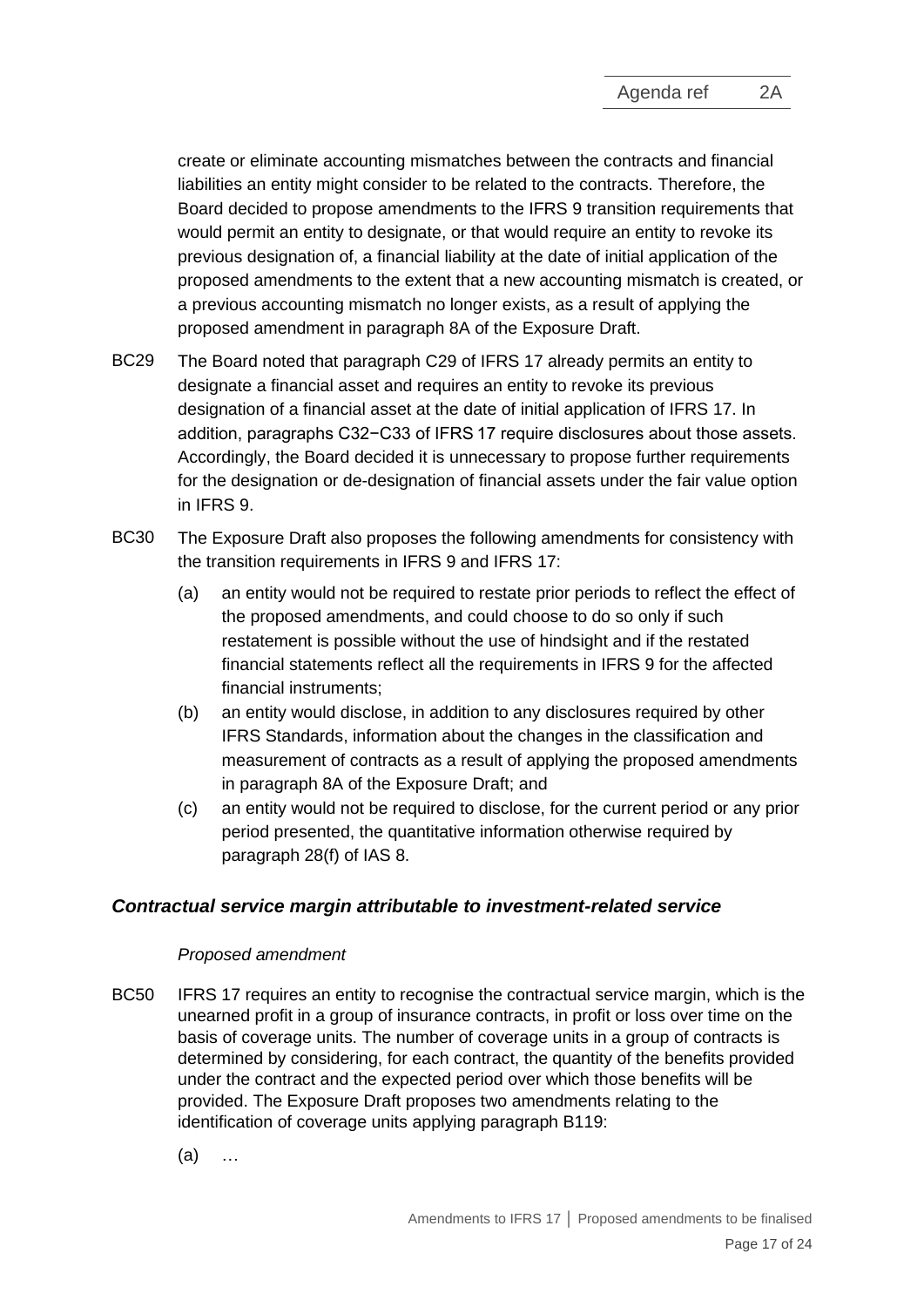create or eliminate accounting mismatches between the contracts and financial liabilities an entity might consider to be related to the contracts. Therefore, the Board decided to propose amendments to the IFRS 9 transition requirements that would permit an entity to designate, or that would require an entity to revoke its previous designation of, a financial liability at the date of initial application of the proposed amendments to the extent that a new accounting mismatch is created, or a previous accounting mismatch no longer exists, as a result of applying the proposed amendment in paragraph 8A of the Exposure Draft.

BC29 The Board noted that paragraph C29 of IFRS 17 already permits an entity to designate a financial asset and requires an entity to revoke its previous designation of a financial asset at the date of initial application of IFRS 17. In addition, paragraphs C32−C33 of IFRS 17 require disclosures about those assets. Accordingly, the Board decided it is unnecessary to propose further requirements for the designation or de-designation of financial assets under the fair value option in IFRS 9.

BC30 The Exposure Draft also proposes the following amendments for consistency with the transition requirements in IFRS 9 and IFRS 17:

(a) an entity would not be required to restate prior periods to reflect the effect of the proposed amendments, and could choose to do so only if such restatement is possible without the use of hindsight and if the restated financial statements reflect all the requirements in IFRS 9 for the affected financial instruments;

(b) an entity would disclose, in addition to any disclosures required by other IFRS Standards, information about the changes in the classification and measurement of contracts as a result of applying the proposed amendments in paragraph 8A of the Exposure Draft; and

(c) an entity would not be required to disclose, for the current period or any prior period presented, the quantitative information otherwise required by paragraph 28(f) of IAS 8.

### *Contractual service margin attributable to investment-related service*

*Proposed amendment*

BC50 IFRS 17 requires an entity to recognise the contractual service margin, which is the unearned profit in a group of insurance contracts, in profit or loss over time on the basis of coverage units. The number of coverage units in a group of contracts is determined by considering, for each contract, the quantity of the benefits provided under the contract and the expected period over which those benefits will be provided. The Exposure Draft proposes two amendments relating to the identification of coverage units applying paragraph B119:

(a) …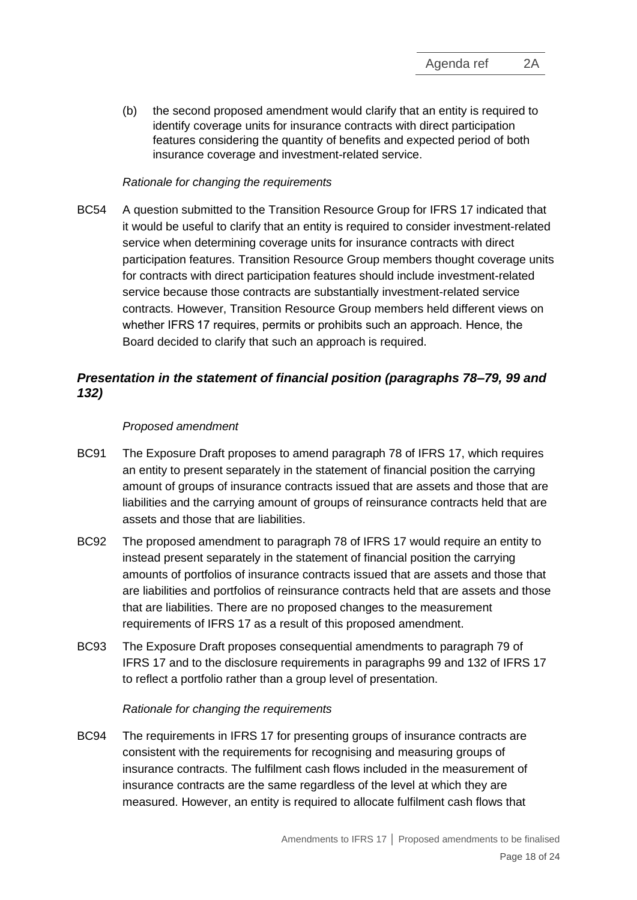(b) the second proposed amendment would clarify that an entity is required to identify coverage units for insurance contracts with direct participation features considering the quantity of benefits and expected period of both insurance coverage and investment-related service.

*Rationale for changing the requirements*

BC54 A question submitted to the Transition Resource Group for IFRS 17 indicated that it would be useful to clarify that an entity is required to consider investment-related service when determining coverage units for insurance contracts with direct participation features. Transition Resource Group members thought coverage units for contracts with direct participation features should include investment-related service because those contracts are substantially investment-related service contracts. However, Transition Resource Group members held different views on whether IFRS 17 requires, permits or prohibits such an approach. Hence, the Board decided to clarify that such an approach is required.

### *Presentation in the statement of financial position (paragraphs 78–79, 99 and 132)*

*Proposed amendment*

BC91 The Exposure Draft proposes to amend paragraph 78 of IFRS 17, which requires an entity to present separately in the statement of financial position the carrying amount of groups of insurance contracts issued that are assets and those that are liabilities and the carrying amount of groups of reinsurance contracts held that are assets and those that are liabilities.

BC92 The proposed amendment to paragraph 78 of IFRS 17 would require an entity to instead present separately in the statement of financial position the carrying amounts of portfolios of insurance contracts issued that are assets and those that are liabilities and portfolios of reinsurance contracts held that are assets and those that are liabilities. There are no proposed changes to the measurement requirements of IFRS 17 as a result of this proposed amendment.

BC93 The Exposure Draft proposes consequential amendments to paragraph 79 of IFRS 17 and to the disclosure requirements in paragraphs 99 and 132 of IFRS 17 to reflect a portfolio rather than a group level of presentation.

*Rationale for changing the requirements*

BC94 The requirements in IFRS 17 for presenting groups of insurance contracts are consistent with the requirements for recognising and measuring groups of insurance contracts. The fulfilment cash flows included in the measurement of insurance contracts are the same regardless of the level at which they are measured. However, an entity is required to allocate fulfilment cash flows that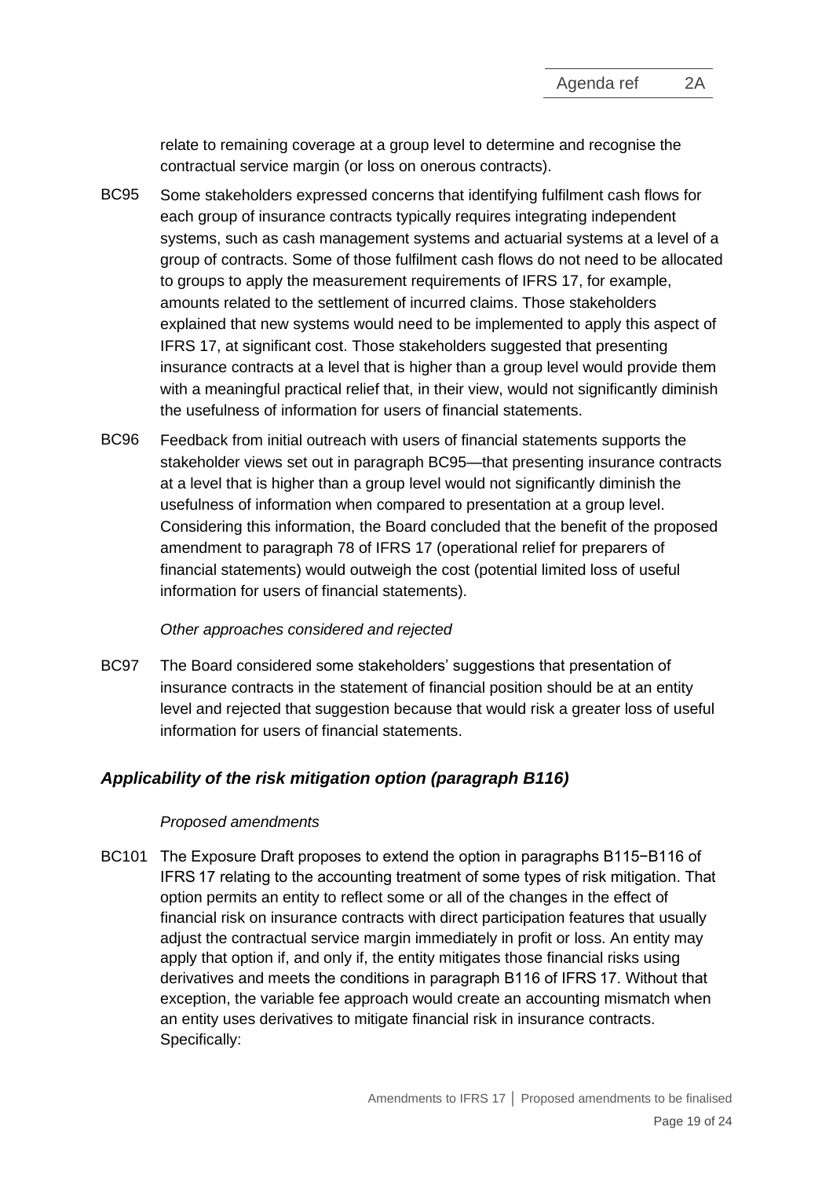relate to remaining coverage at a group level to determine and recognise the contractual service margin (or loss on onerous contracts).

BC95 Some stakeholders expressed concerns that identifying fulfilment cash flows for each group of insurance contracts typically requires integrating independent systems, such as cash management systems and actuarial systems at a level of a group of contracts. Some of those fulfilment cash flows do not need to be allocated to groups to apply the measurement requirements of IFRS 17, for example, amounts related to the settlement of incurred claims. Those stakeholders explained that new systems would need to be implemented to apply this aspect of IFRS 17, at significant cost. Those stakeholders suggested that presenting insurance contracts at a level that is higher than a group level would provide them with a meaningful practical relief that, in their view, would not significantly diminish the usefulness of information for users of financial statements.

BC96 Feedback from initial outreach with users of financial statements supports the stakeholder views set out in paragraph BC95—that presenting insurance contracts at a level that is higher than a group level would not significantly diminish the usefulness of information when compared to presentation at a group level. Considering this information, the Board concluded that the benefit of the proposed amendment to paragraph 78 of IFRS 17 (operational relief for preparers of financial statements) would outweigh the cost (potential limited loss of useful information for users of financial statements).

*Other approaches considered and rejected*

BC97 The Board considered some stakeholders' suggestions that presentation of insurance contracts in the statement of financial position should be at an entity level and rejected that suggestion because that would risk a greater loss of useful information for users of financial statements.

### *Applicability of the risk mitigation option (paragraph B116)*

*Proposed amendments*

BC101 The Exposure Draft proposes to extend the option in paragraphs B115−B116 of IFRS 17 relating to the accounting treatment of some types of risk mitigation. That option permits an entity to reflect some or all of the changes in the effect of financial risk on insurance contracts with direct participation features that usually adjust the contractual service margin immediately in profit or loss. An entity may apply that option if, and only if, the entity mitigates those financial risks using derivatives and meets the conditions in paragraph B116 of IFRS 17. Without that exception, the variable fee approach would create an accounting mismatch when an entity uses derivatives to mitigate financial risk in insurance contracts. Specifically: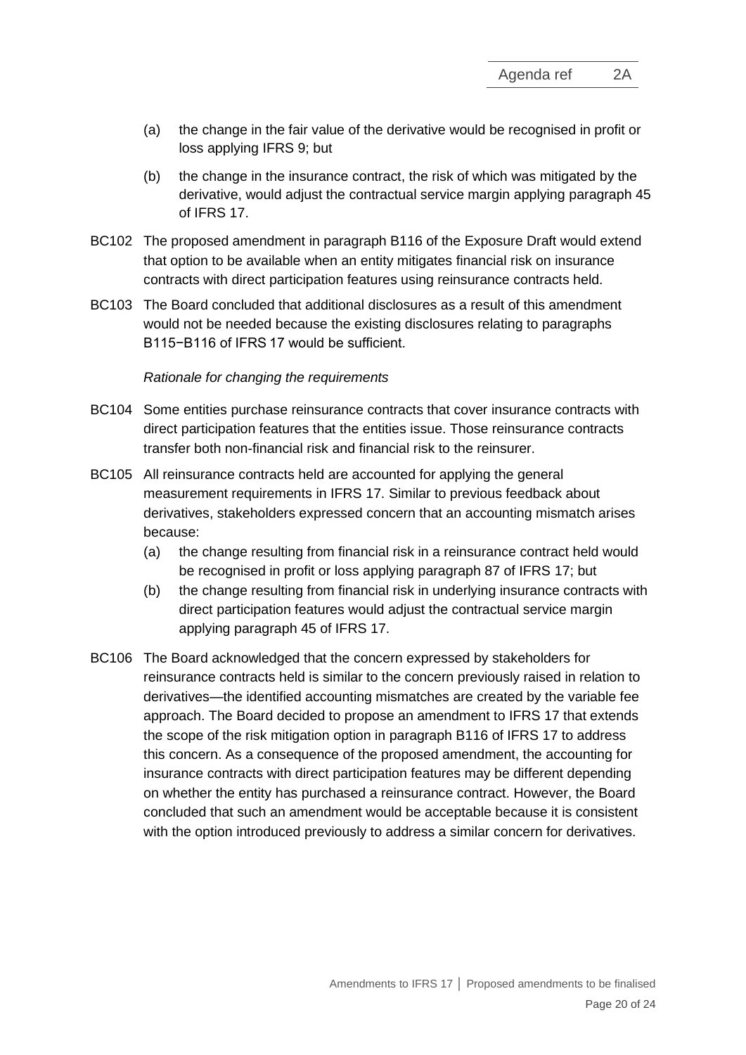(a) the change in the fair value of the derivative would be recognised in profit or loss applying IFRS 9; but

(b) the change in the insurance contract, the risk of which was mitigated by the derivative, would adjust the contractual service margin applying paragraph 45 of IFRS 17.

BC102 The proposed amendment in paragraph B116 of the Exposure Draft would extend that option to be available when an entity mitigates financial risk on insurance contracts with direct participation features using reinsurance contracts held.

BC103 The Board concluded that additional disclosures as a result of this amendment would not be needed because the existing disclosures relating to paragraphs B115−B116 of IFRS 17 would be sufficient.

*Rationale for changing the requirements*

BC104 Some entities purchase reinsurance contracts that cover insurance contracts with direct participation features that the entities issue. Those reinsurance contracts transfer both non-financial risk and financial risk to the reinsurer.

BC105 All reinsurance contracts held are accounted for applying the general measurement requirements in IFRS 17. Similar to previous feedback about derivatives, stakeholders expressed concern that an accounting mismatch arises because:

(a) the change resulting from financial risk in a reinsurance contract held would be recognised in profit or loss applying paragraph 87 of IFRS 17; but

(b) the change resulting from financial risk in underlying insurance contracts with direct participation features would adjust the contractual service margin applying paragraph 45 of IFRS 17.

BC106 The Board acknowledged that the concern expressed by stakeholders for reinsurance contracts held is similar to the concern previously raised in relation to derivatives—the identified accounting mismatches are created by the variable fee approach. The Board decided to propose an amendment to IFRS 17 that extends the scope of the risk mitigation option in paragraph B116 of IFRS 17 to address this concern. As a consequence of the proposed amendment, the accounting for insurance contracts with direct participation features may be different depending on whether the entity has purchased a reinsurance contract. However, the Board concluded that such an amendment would be acceptable because it is consistent with the option introduced previously to address a similar concern for derivatives.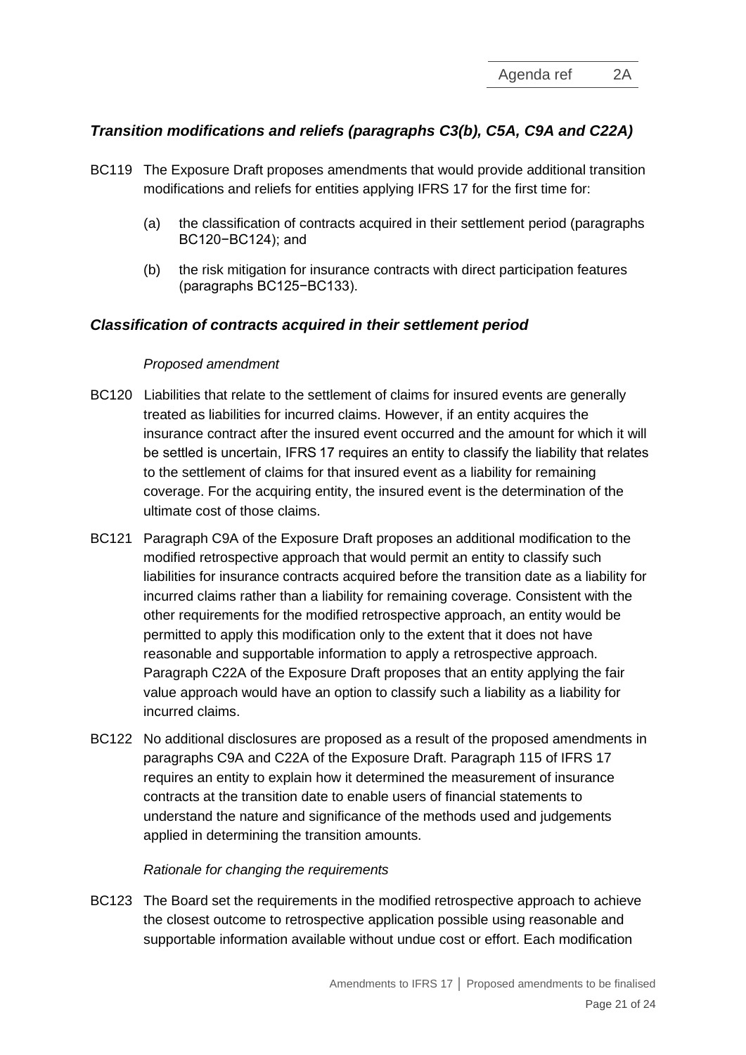### *Transition modifications and reliefs (paragraphs C3(b), C5A, C9A and C22A)*

BC119 The Exposure Draft proposes amendments that would provide additional transition modifications and reliefs for entities applying IFRS 17 for the first time for:

(a) the classification of contracts acquired in their settlement period (paragraphs BC120−BC124); and

(b) the risk mitigation for insurance contracts with direct participation features (paragraphs BC125−BC133).

### *Classification of contracts acquired in their settlement period*

*Proposed amendment*

BC120 Liabilities that relate to the settlement of claims for insured events are generally treated as liabilities for incurred claims. However, if an entity acquires the insurance contract after the insured event occurred and the amount for which it will be settled is uncertain, IFRS 17 requires an entity to classify the liability that relates to the settlement of claims for that insured event as a liability for remaining coverage. For the acquiring entity, the insured event is the determination of the ultimate cost of those claims.

BC121 Paragraph C9A of the Exposure Draft proposes an additional modification to the modified retrospective approach that would permit an entity to classify such liabilities for insurance contracts acquired before the transition date as a liability for incurred claims rather than a liability for remaining coverage. Consistent with the other requirements for the modified retrospective approach, an entity would be permitted to apply this modification only to the extent that it does not have reasonable and supportable information to apply a retrospective approach. Paragraph C22A of the Exposure Draft proposes that an entity applying the fair value approach would have an option to classify such a liability as a liability for incurred claims.

BC122 No additional disclosures are proposed as a result of the proposed amendments in paragraphs C9A and C22A of the Exposure Draft. Paragraph 115 of IFRS 17 requires an entity to explain how it determined the measurement of insurance contracts at the transition date to enable users of financial statements to understand the nature and significance of the methods used and judgements applied in determining the transition amounts.

*Rationale for changing the requirements*

BC123 The Board set the requirements in the modified retrospective approach to achieve the closest outcome to retrospective application possible using reasonable and supportable information available without undue cost or effort. Each modification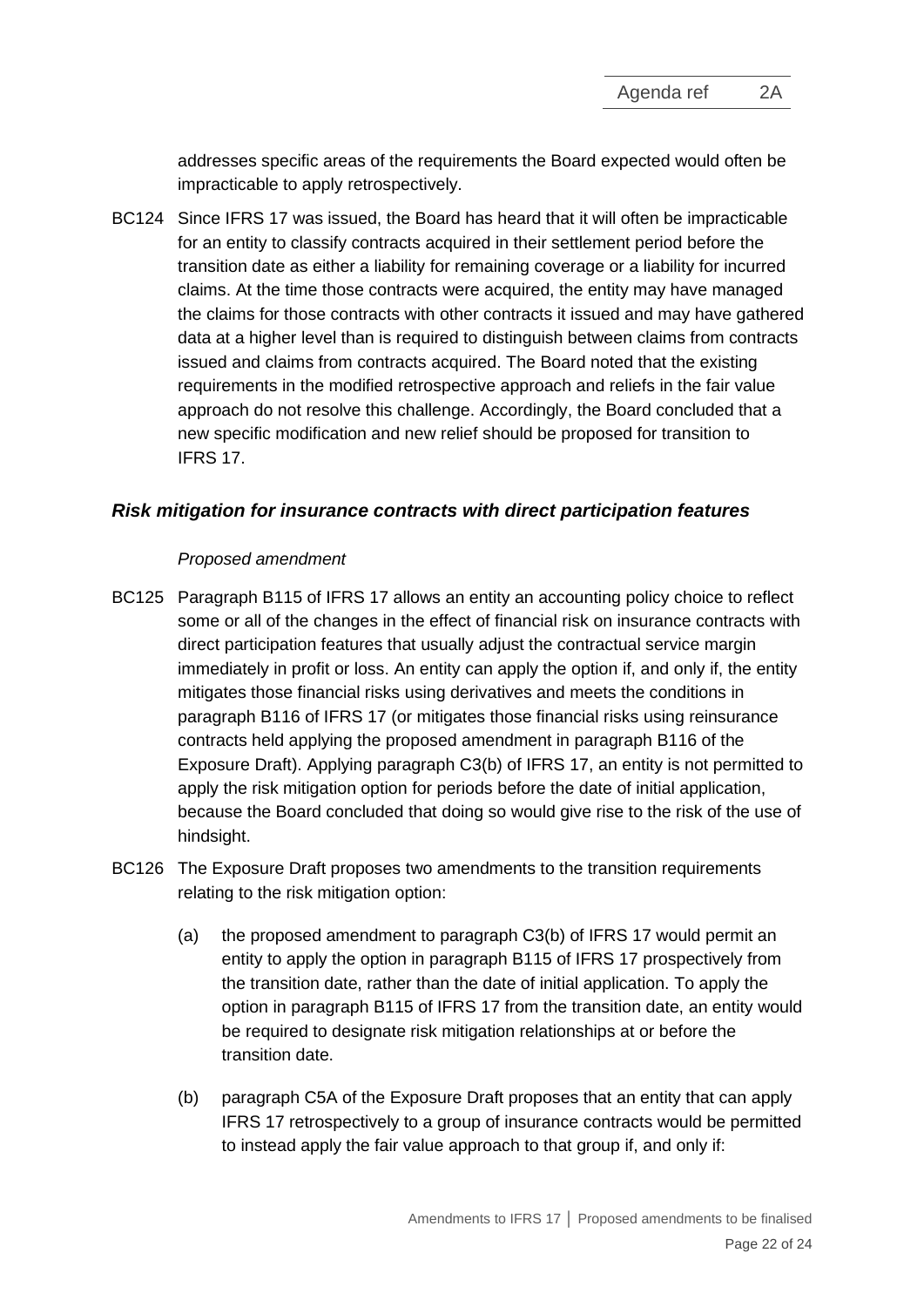addresses specific areas of the requirements the Board expected would often be impracticable to apply retrospectively.

BC124 Since IFRS 17 was issued, the Board has heard that it will often be impracticable for an entity to classify contracts acquired in their settlement period before the transition date as either a liability for remaining coverage or a liability for incurred claims. At the time those contracts were acquired, the entity may have managed the claims for those contracts with other contracts it issued and may have gathered data at a higher level than is required to distinguish between claims from contracts issued and claims from contracts acquired. The Board noted that the existing requirements in the modified retrospective approach and reliefs in the fair value approach do not resolve this challenge. Accordingly, the Board concluded that a new specific modification and new relief should be proposed for transition to IFRS 17.

### *Risk mitigation for insurance contracts with direct participation features*

*Proposed amendment*

BC125 Paragraph B115 of IFRS 17 allows an entity an accounting policy choice to reflect some or all of the changes in the effect of financial risk on insurance contracts with direct participation features that usually adjust the contractual service margin immediately in profit or loss. An entity can apply the option if, and only if, the entity mitigates those financial risks using derivatives and meets the conditions in paragraph B116 of IFRS 17 (or mitigates those financial risks using reinsurance contracts held applying the proposed amendment in paragraph B116 of the Exposure Draft). Applying paragraph C3(b) of IFRS 17, an entity is not permitted to apply the risk mitigation option for periods before the date of initial application, because the Board concluded that doing so would give rise to the risk of the use of hindsight.

BC126 The Exposure Draft proposes two amendments to the transition requirements relating to the risk mitigation option:

(a) the proposed amendment to paragraph C3(b) of IFRS 17 would permit an entity to apply the option in paragraph B115 of IFRS 17 prospectively from the transition date, rather than the date of initial application. To apply the option in paragraph B115 of IFRS 17 from the transition date, an entity would be required to designate risk mitigation relationships at or before the transition date.

(b) paragraph C5A of the Exposure Draft proposes that an entity that can apply IFRS 17 retrospectively to a group of insurance contracts would be permitted to instead apply the fair value approach to that group if, and only if: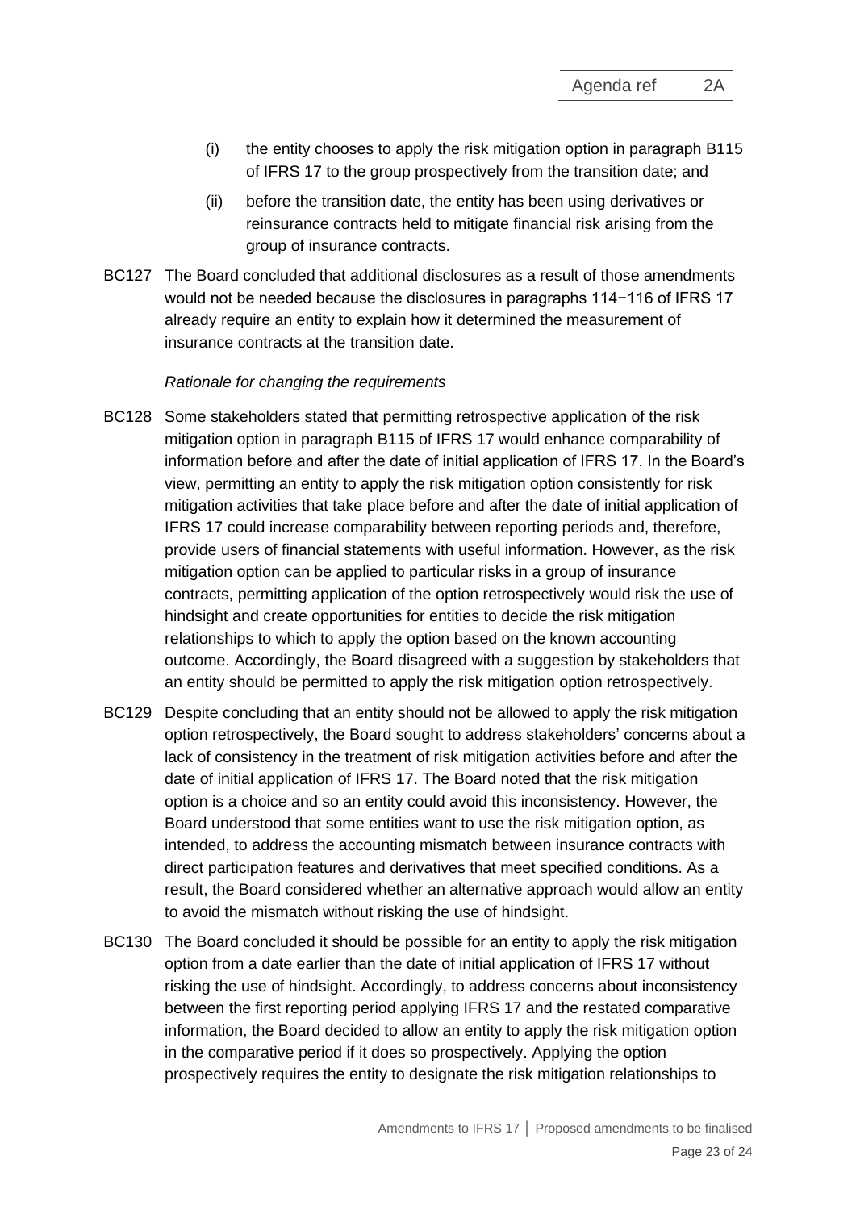(i) the entity chooses to apply the risk mitigation option in paragraph B115 of IFRS 17 to the group prospectively from the transition date; and

(ii) before the transition date, the entity has been using derivatives or reinsurance contracts held to mitigate financial risk arising from the group of insurance contracts.

BC127 The Board concluded that additional disclosures as a result of those amendments would not be needed because the disclosures in paragraphs 114−116 of IFRS 17 already require an entity to explain how it determined the measurement of insurance contracts at the transition date.

*Rationale for changing the requirements*

BC128 Some stakeholders stated that permitting retrospective application of the risk mitigation option in paragraph B115 of IFRS 17 would enhance comparability of information before and after the date of initial application of IFRS 17. In the Board's view, permitting an entity to apply the risk mitigation option consistently for risk mitigation activities that take place before and after the date of initial application of IFRS 17 could increase comparability between reporting periods and, therefore, provide users of financial statements with useful information. However, as the risk mitigation option can be applied to particular risks in a group of insurance contracts, permitting application of the option retrospectively would risk the use of hindsight and create opportunities for entities to decide the risk mitigation relationships to which to apply the option based on the known accounting outcome. Accordingly, the Board disagreed with a suggestion by stakeholders that an entity should be permitted to apply the risk mitigation option retrospectively.

BC129 Despite concluding that an entity should not be allowed to apply the risk mitigation option retrospectively, the Board sought to address stakeholders' concerns about a lack of consistency in the treatment of risk mitigation activities before and after the date of initial application of IFRS 17. The Board noted that the risk mitigation option is a choice and so an entity could avoid this inconsistency. However, the Board understood that some entities want to use the risk mitigation option, as intended, to address the accounting mismatch between insurance contracts with direct participation features and derivatives that meet specified conditions. As a result, the Board considered whether an alternative approach would allow an entity to avoid the mismatch without risking the use of hindsight.

BC130 The Board concluded it should be possible for an entity to apply the risk mitigation option from a date earlier than the date of initial application of IFRS 17 without risking the use of hindsight. Accordingly, to address concerns about inconsistency between the first reporting period applying IFRS 17 and the restated comparative information, the Board decided to allow an entity to apply the risk mitigation option in the comparative period if it does so prospectively. Applying the option prospectively requires the entity to designate the risk mitigation relationships to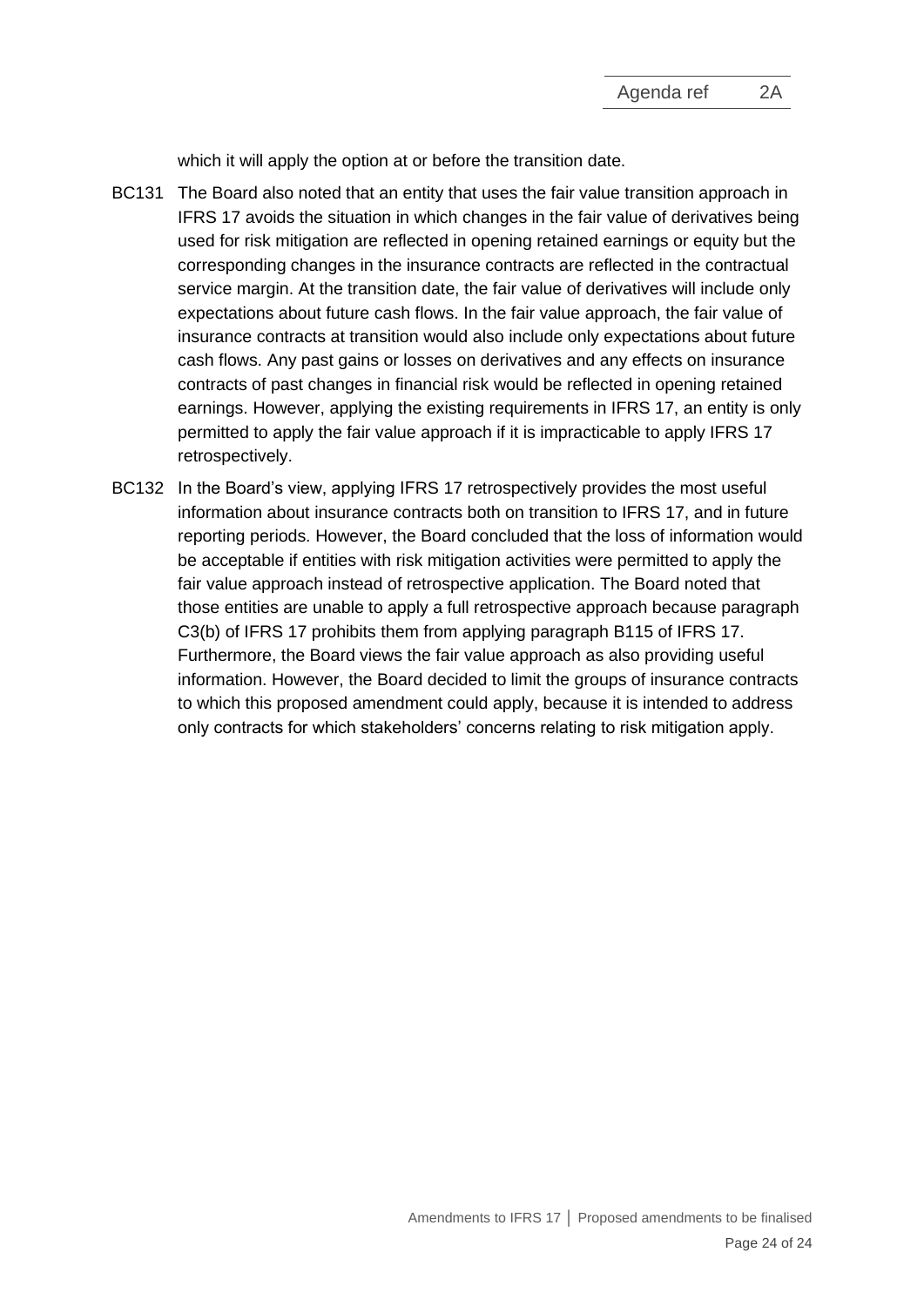which it will apply the option at or before the transition date.

BC131 The Board also noted that an entity that uses the fair value transition approach in IFRS 17 avoids the situation in which changes in the fair value of derivatives being used for risk mitigation are reflected in opening retained earnings or equity but the corresponding changes in the insurance contracts are reflected in the contractual service margin. At the transition date, the fair value of derivatives will include only expectations about future cash flows. In the fair value approach, the fair value of insurance contracts at transition would also include only expectations about future cash flows. Any past gains or losses on derivatives and any effects on insurance contracts of past changes in financial risk would be reflected in opening retained earnings. However, applying the existing requirements in IFRS 17, an entity is only permitted to apply the fair value approach if it is impracticable to apply IFRS 17 retrospectively.

BC132 In the Board's view, applying IFRS 17 retrospectively provides the most useful information about insurance contracts both on transition to IFRS 17, and in future reporting periods. However, the Board concluded that the loss of information would be acceptable if entities with risk mitigation activities were permitted to apply the fair value approach instead of retrospective application. The Board noted that those entities are unable to apply a full retrospective approach because paragraph C3(b) of IFRS 17 prohibits them from applying paragraph B115 of IFRS 17. Furthermore, the Board views the fair value approach as also providing useful information. However, the Board decided to limit the groups of insurance contracts to which this proposed amendment could apply, because it is intended to address only contracts for which stakeholders' concerns relating to risk mitigation apply.